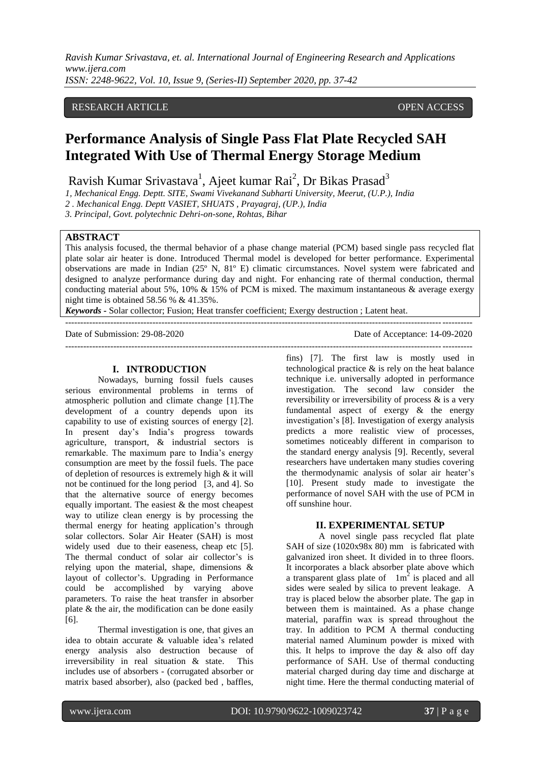RESEARCH ARTICLE OPEN ACCESS

# Performance Analysis of Single Pass Flat Plate Recycled SAH Integrated With Use of Thermal Energy Storage Medium

Ravish Kumar Srivastava[1], Ajeet kumar Rai[2], Dr Bikas Prasad[3]

*1, Mechanical Engg. Deptt. SITE, Swami Vivekanand Subharti University, Meerut, (U.P.), India*
*2 . Mechanical Engg. Deptt VASIET, SHUATS , Prayagraj, (UP.), India*
*3. Principal, Govt. polytechnic Dehri-on-sone, Rohtas, Bihar*

**ABSTRACT**

This analysis focused, the thermal behavior of a phase change material (PCM) based single pass recycled flat plate solar air heater is done. Introduced Thermal model is developed for better performance. Experimental observations are made in Indian (25º N, 81º E) climatic circumstances. Novel system were fabricated and designed to analyze performance during day and night. For enhancing rate of thermal conduction, thermal conducting material about 5%, 10% & 15% of PCM is mixed. The maximum instantaneous & average exergy night time is obtained 58.56 % & 41.35%.

***Keywords*** - Solar collector; Fusion; Heat transfer coefficient; Exergy destruction ; Latent heat.

Date of Submission: 29-08-2020 Date of Acceptance: 14-09-2020

## I. INTRODUCTION

Nowadays, burning fossil fuels causes serious environmental problems in terms of atmospheric pollution and climate change [1].The development of a country depends upon its capability to use of existing sources of energy [2]. In present day's India's progress towards agriculture, transport, & industrial sectors is remarkable. The maximum pare to India's energy consumption are meet by the fossil fuels. The pace of depletion of resources is extremely high & it will not be continued for the long period [3, and 4]. So that the alternative source of energy becomes equally important. The easiest & the most cheapest way to utilize clean energy is by processing the thermal energy for heating application's through solar collectors. Solar Air Heater (SAH) is most widely used due to their easeness, cheap etc [5]. The thermal conduct of solar air collector's is relying upon the material, shape, dimensions & layout of collector's. Upgrading in Performance could be accomplished by varying above parameters. To raise the heat transfer in absorber plate & the air, the modification can be done easily [6].

Thermal investigation is one, that gives an idea to obtain accurate & valuable idea's related energy analysis also destruction because of irreversibility in real situation & state. This includes use of absorbers - (corrugated absorber or matrix based absorber), also (packed bed , baffles, fins) [7]. The first law is mostly used in technological practice & is rely on the heat balance technique i.e. universally adopted in performance investigation. The second law consider the reversibility or irreversibility of process & is a very fundamental aspect of exergy & the energy investigation's [8]. Investigation of exergy analysis predicts a more realistic view of processes, sometimes noticeably different in comparison to the standard energy analysis [9]. Recently, several researchers have undertaken many studies covering the thermodynamic analysis of solar air heater's [10]. Present study made to investigate the performance of novel SAH with the use of PCM in off sunshine hour.

## II. EXPERIMENTAL SETUP

A novel single pass recycled flat plate SAH of size (1020x98x 80) mm is fabricated with galvanized iron sheet. It divided in to three floors. It incorporates a black absorber plate above which a transparent glass plate of $1m^2$ is placed and all sides were sealed by silica to prevent leakage. A tray is placed below the absorber plate. The gap in between them is maintained. As a phase change material, paraffin wax is spread throughout the tray. In addition to PCM A thermal conducting material named Aluminum powder is mixed with this. It helps to improve the day & also off day performance of SAH. Use of thermal conducting material charged during day time and discharge at night time. Here the thermal conducting material of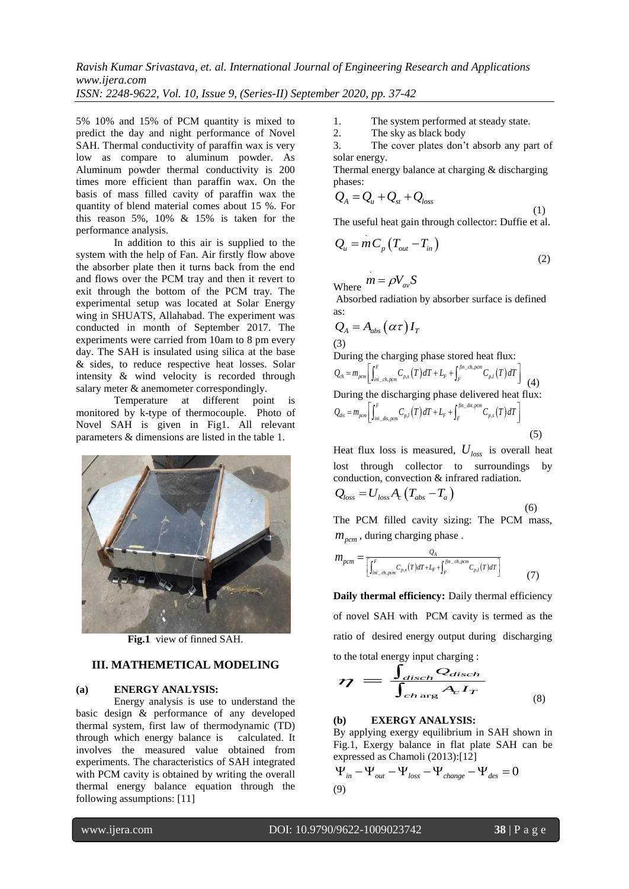5% 10% and 15% of PCM quantity is mixed to predict the day and night performance of Novel SAH. Thermal conductivity of paraffin wax is very low as compare to aluminum powder. As Aluminum powder thermal conductivity is 200 times more efficient than paraffin wax. On the basis of mass filled cavity of paraffin wax the quantity of blend material comes about 15 %. For this reason 5%, 10% & 15% is taken for the performance analysis.

In addition to this air is supplied to the system with the help of Fan. Air firstly flow above the absorber plate then it turns back from the end and flows over the PCM tray and then it revert to exit through the bottom of the PCM tray. The experimental setup was located at Solar Energy wing in SHUATS, Allahabad. The experiment was conducted in month of September 2017. The experiments were carried from 10am to 8 pm every day. The SAH is insulated using silica at the base & sides, to reduce respective heat losses. Solar intensity & wind velocity is recorded through salary meter & anemometer correspondingly.

Temperature at different point is monitored by k-type of thermocouple. Photo of Novel SAH is given in Fig1. All relevant parameters & dimensions are listed in the table 1.

**Fig.1** view of finned SAH.

## III. MATHEMETICAL MODELING

### (a) ENERGY ANALYSIS:

Energy analysis is use to understand the basic design & performance of any developed thermal system, first law of thermodynamic (TD) through which energy balance is calculated. It involves the measured value obtained from experiments. The characteristics of SAH integrated with PCM cavity is obtained by writing the overall thermal energy balance equation through the following assumptions: [11]

1. The system performed at steady state.
2. The sky as black body
3. The cover plates don't absorb any part of solar energy.

Thermal energy balance at charging & discharging phases:

$$Q_A = Q_u + Q_{st} + Q_{loss} \tag{1}$$

The useful heat gain through collector: Duffie et al.

$$Q_u = \dot{m} C_p \left(T_{out} - T_{in}\right) \tag{2}$$

Where $\dot{m} = \rho V_{av} S$

Absorbed radiation by absorber surface is defined as:

$$Q_A = A_{abs} \left(\alpha\tau\right) I_T \tag{3}$$

During the charging phase stored heat flux:

$$Q_{ch} = m_{pcm}\left[\int_{ini\_ch,pcm}^{F} C_{p,s}\left(T\right)dT + L_F + \int_{F}^{fin\_ch,pcm} C_{p,l}\left(T\right)dT\right] \tag{4}$$

During the discharging phase delivered heat flux:

$$Q_{dis} = m_{pcm}\left[\int_{ini\_dis,pcm}^{F} C_{p,l}\left(T\right)dT + L_F + \int_{F}^{fin\_dis,pcm} C_{p,s}\left(T\right)dT\right] \tag{5}$$

Heat flux loss is measured, $U_{loss}$ is overall heat lost through collector to surroundings by conduction, convection & infrared radiation.

$$Q_{loss} = U_{loss} A_c \left(T_{abs} - T_a\right) \tag{6}$$

The PCM filled cavity sizing: The PCM mass, $m_{pcm}$, during charging phase .

$$m_{pcm} = \frac{Q_A}{\left[\int_{ini\_ch,pcm}^{F} C_{p,s}\left(T\right)dT + L_F + \int_{F}^{fin\_ch,pcm} C_{p,l}\left(T\right)dT\right]} \tag{7}$$

**Daily thermal efficiency:** Daily thermal efficiency of novel SAH with PCM cavity is termed as the ratio of desired energy output during discharging to the total energy input charging :

$$\eta = \frac{\int_{disch} Q_{disch}}{\int_{ch\arg} A_c I_T} \tag{8}$$

### (b) EXERGY ANALYSIS:

By applying exergy equilibrium in SAH shown in Fig.1, Exergy balance in flat plate SAH can be expressed as Chamoli (2013):[12]

$$\Psi_{in} - \Psi_{out} - \Psi_{loss} - \Psi_{change} - \Psi_{des} = 0 \tag{9}$$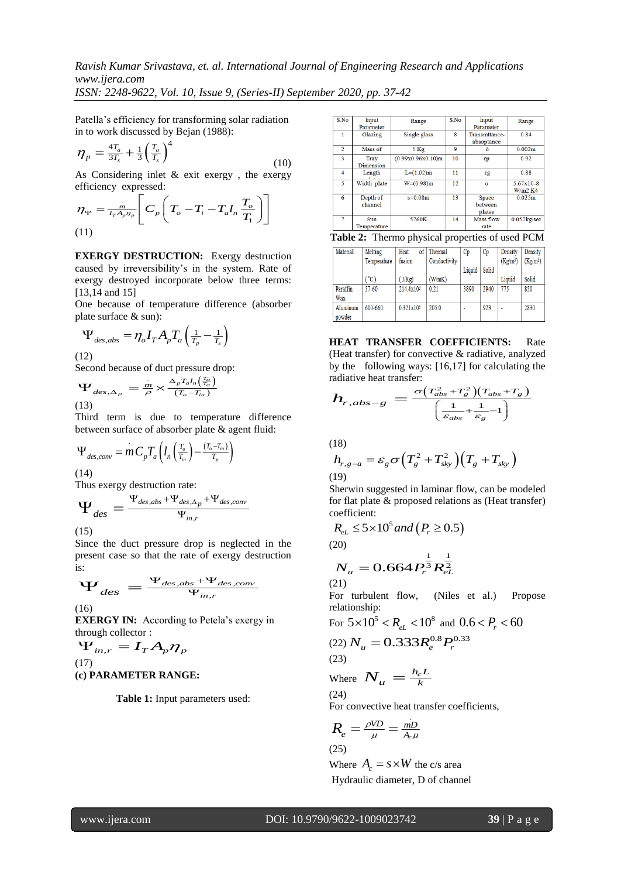Patella's efficiency for transforming solar radiation in to work discussed by Bejan (1988):

$$\eta_p = \frac{4T_a}{3T_s} + \frac{1}{3}\left(\frac{T_a}{T_s}\right)^4 \tag{10}$$

As Considering inlet & exit exergy , the exergy efficiency expressed:

$$\eta_\Psi = \frac{\dot{m}}{I_T A_p \eta_p}\left[C_p\left(T_o - T_i - T_a l_n \frac{T_o}{T_1}\right)\right]$$

(11)

**EXERGY DESTRUCTION:** Exergy destruction caused by irreversibility's in the system. Rate of exergy destroyed incorporate below three terms: [13,14 and 15]

One because of temperature difference (absorber plate surface & sun):

$$\Psi_{des,abs} = \eta_o I_T A_p T_a\left(\frac{1}{T_p} - \frac{1}{T_s}\right)$$

(12)

Second because of duct pressure drop:

$$\Psi_{des,\Delta_p} = \frac{\dot{m}}{\rho} \times \frac{\Delta_p T_a l_n\left(\frac{T_o}{T_a}\right)}{(T_o - T_{in})}$$

(13)

Third term is due to temperature difference between surface of absorber plate & agent fluid:

$$\Psi_{des,conv} = \dot{m} C_p T_a\left(l_n\left(\frac{T_o}{T_{in}}\right) - \frac{(T_o - T_{in})}{T_p}\right)$$

(14)

Thus exergy destruction rate:

$$\Psi_{des} = \frac{\Psi_{des,abs} + \Psi_{des,\Delta_p} + \Psi_{des,conv}}{\Psi_{in,r}}$$

(15)

Since the duct pressure drop is neglected in the present case so that the rate of exergy destruction is:

$$\Psi_{des} = \frac{\Psi_{des,abs} + \Psi_{des,conv}}{\Psi_{in,r}}$$

(16)

**EXERGY IN:** According to Petela's exergy in through collector :

$$\Psi_{in,r} = I_T A_p \eta_p$$

(17)

**(c) PARAMETER RANGE:**

**Table 1:** Input parameters used:

| S.No | Input Parameter | Range | S.No | Input Parameter | Range |
|---|---|---|---|---|---|
| 1 | Glazing | Single glass | 8 | Transmittance-absoptance | 0.84 |
| 2 | Mass of | 5 Kg | 9 | δ | 0.002m |
| 3 | Tray Dimension | (0.99x0.96x0.10)m | 10 | εp | 0.92 |
| 4 | Length | L=(1.02)m | 11 | εg | 0.88 |
| 5 | Width plate | W=(0.98)m | 12 | σ | 5.67x10-8 W/m2 K4 |
| 6 | Depth of channel | s=0.08m | 13 | Space between plates | 0.025m |
| 7 | Sun Temperature | 5760K | 14 | Mass flow rate | 0.057kg/sec |

**Table 2:** Thermo physical properties of used PCM

| Material | Melting Temperature (°C) | Heat of fusion (J/Kg) | Thermal Conductivity (W/mK) | Cp Liquid | Cp Solid | Density (Kg/m³) Liquid | Density (Kg/m³) Solid |
|---|---|---|---|---|---|---|---|
| Paraffin Wax | 37-60 | 214.4x10³ | 0.21 | 3890 | 2940 | 775 | 850 |
| Aluminum powder | 600-660 | 0.321x10³ | 205.0 | - | 923 | - | 2830 |

**HEAT TRANSFER COEFFICIENTS:** Rate (Heat transfer) for convective & radiative, analyzed by the following ways: [16,17] for calculating the radiative heat transfer:

$$h_{r,abs-g} = \frac{\sigma\left(T_{abs}^2 + T_g^2\right)\left(T_{abs} + T_g\right)}{\left(\frac{1}{\varepsilon_{abs}} + \frac{1}{\varepsilon_g} - 1\right)}$$

(18)

$$h_{r,g-a} = \varepsilon_g \sigma\left(T_g^2 + T_{sky}^2\right)\left(T_g + T_{sky}\right)$$

(19)

Sherwin suggested in laminar flow, can be modeled for flat plate & proposed relations as (Heat transfer) coefficient:

$$R_{eL} \le 5\times10^5 \, and \left(P_r \ge 0.5\right)$$

(20)

$$N_u = 0.664 P_r^{\frac{1}{3}} R_{eL}^{\frac{1}{2}}$$

(21)

For turbulent flow, (Niles et al.) Propose relationship:

For $5\times10^5 < R_{eL} < 10^8$ and $0.6 < P_r < 60$

(22) $N_u = 0.333 R_e^{0.8} P_r^{0.33}$

(23)

Where $N_u = \frac{h_c L}{k}$

(24)

For convective heat transfer coefficients,

$$R_e = \frac{\rho V D}{\mu} = \frac{\dot{m} D}{A_c \mu}$$

(25)

Where $A_c = s \times W$ the c/s area

Hydraulic diameter, D of channel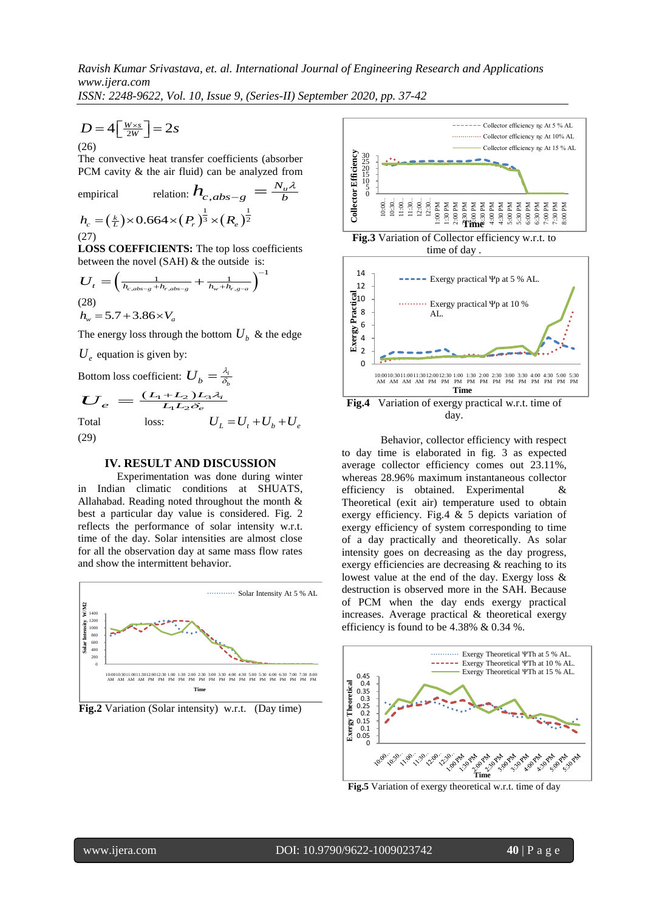$$D = 4\left[\frac{W \times s}{2W}\right] = 2s$$

(26)

The convective heat transfer coefficients (absorber PCM cavity & the air fluid) can be analyzed from empirical relation: $h_{c,abs-g} = \frac{N_u \lambda}{b}$

$$h_c = \left(\frac{k}{L}\right) \times 0.664 \times (P_r)^{\frac{1}{3}} \times (R_e)^{\frac{1}{2}}$$

(27)

**LOSS COEFFICIENTS:** The top loss coefficients between the novel (SAH) & the outside is:

$$U_t = \left(\frac{1}{h_{c,abs-g} + h_{r,abs-g}} + \frac{1}{h_w + h_{r,g-a}}\right)^{-1}$$

(28)

$$h_w = 5.7 + 3.86 \times V_a$$

The energy loss through the bottom $U_b$ & the edge $U_e$ equation is given by:

Bottom loss coefficient: $U_b = \frac{\lambda_i}{\delta_b}$

$$U_e = \frac{(L_1 + L_2) L_3 \lambda_i}{L_1 L_2 \delta_e}$$

Total loss: $U_L = U_t + U_b + U_e$

(29)

## IV. RESULT AND DISCUSSION

Experimentation was done during winter in Indian climatic conditions at SHUATS, Allahabad. Reading noted throughout the month & best a particular day value is considered. Fig. 2 reflects the performance of solar intensity w.r.t. time of the day. Solar intensities are almost close for all the observation day at same mass flow rates and show the intermittent behavior.

**Fig.2** Variation (Solar intensity) w.r.t. (Day time)

**Fig.3** Variation of Collector efficiency w.r.t. to time of day .

**Fig.4** Variation of exergy practical w.r.t. time of day.

Behavior, collector efficiency with respect to day time is elaborated in fig. 3 as expected average collector efficiency comes out 23.11%, whereas 28.96% maximum instantaneous collector efficiency is obtained. Experimental & Theoretical (exit air) temperature used to obtain exergy efficiency. Fig.4 & 5 depicts variation of exergy efficiency of system corresponding to time of a day practically and theoretically. As solar intensity goes on decreasing as the day progress, exergy efficiencies are decreasing & reaching to its lowest value at the end of the day. Exergy loss & destruction is observed more in the SAH. Because of PCM when the day ends exergy practical increases. Average practical & theoretical exergy efficiency is found to be 4.38% & 0.34 %.

**Fig.5** Variation of exergy theoretical w.r.t. time of day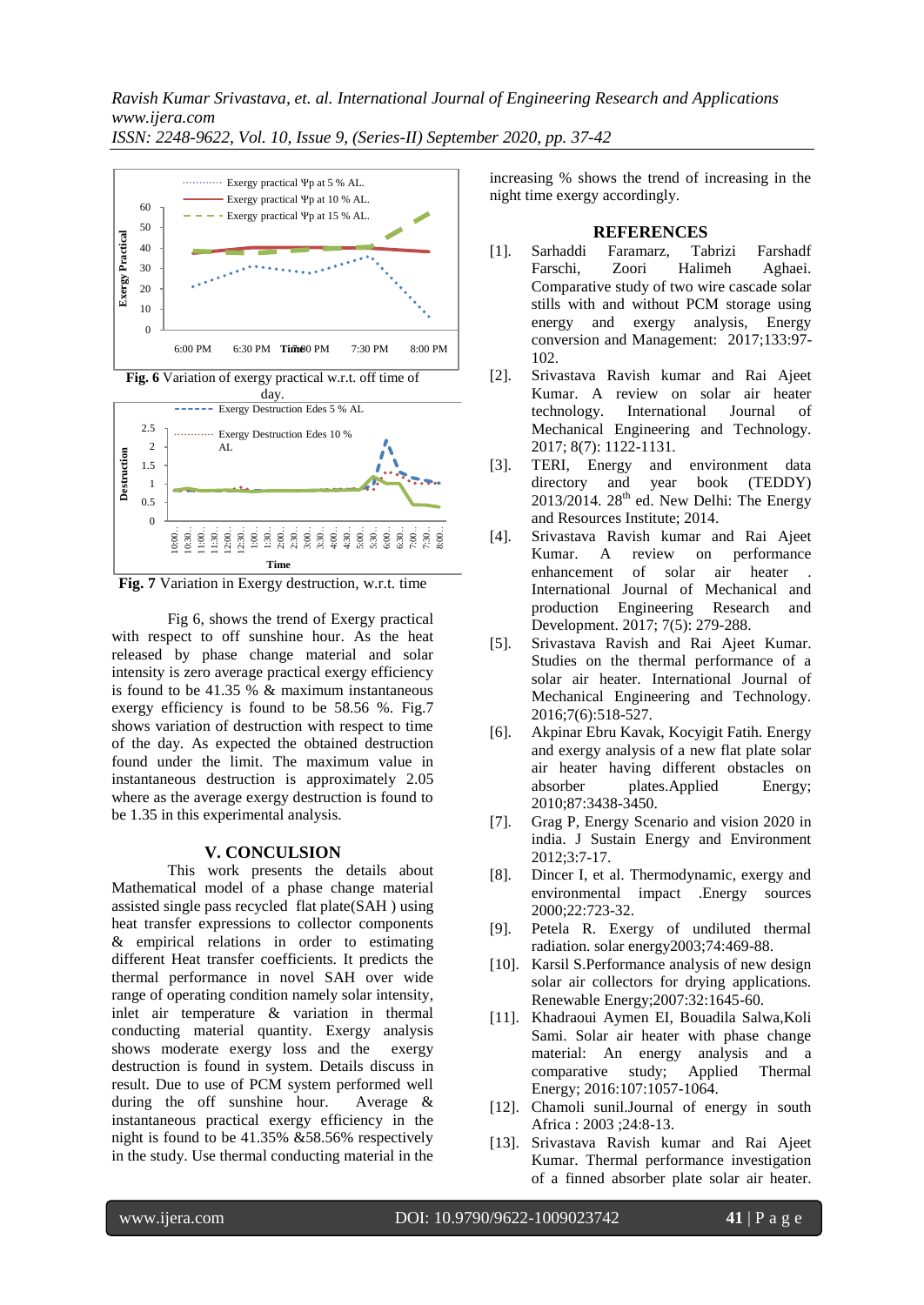**Fig. 6** Variation of exergy practical w.r.t. off time of day.

**Fig. 7** Variation in Exergy destruction, w.r.t. time

Fig 6, shows the trend of Exergy practical with respect to off sunshine hour. As the heat released by phase change material and solar intensity is zero average practical exergy efficiency is found to be 41.35 % & maximum instantaneous exergy efficiency is found to be 58.56 %. Fig.7 shows variation of destruction with respect to time of the day. As expected the obtained destruction found under the limit. The maximum value in instantaneous destruction is approximately 2.05 where as the average exergy destruction is found to be 1.35 in this experimental analysis.

## V. CONCULSION

This work presents the details about Mathematical model of a phase change material assisted single pass recycled flat plate(SAH ) using heat transfer expressions to collector components & empirical relations in order to estimating different Heat transfer coefficients. It predicts the thermal performance in novel SAH over wide range of operating condition namely solar intensity, inlet air temperature & variation in thermal conducting material quantity. Exergy analysis shows moderate exergy loss and the exergy destruction is found in system. Details discuss in result. Due to use of PCM system performed well during the off sunshine hour. Average & instantaneous practical exergy efficiency in the night is found to be 41.35% &58.56% respectively in the study. Use thermal conducting material in the increasing % shows the trend of increasing in the night time exergy accordingly.

## REFERENCES

[1]. Sarhaddi Faramarz, Tabrizi Farshadf Farschi, Zoori Halimeh Aghaei. Comparative study of two wire cascade solar stills with and without PCM storage using energy and exergy analysis, Energy conversion and Management: 2017;133:97-102.

[2]. Srivastava Ravish kumar and Rai Ajeet Kumar. A review on solar air heater technology. International Journal of Mechanical Engineering and Technology. 2017; 8(7): 1122-1131.

[3]. TERI, Energy and environment data directory and year book (TEDDY) 2013/2014. 28th ed. New Delhi: The Energy and Resources Institute; 2014.

[4]. Srivastava Ravish kumar and Rai Ajeet Kumar. A review on performance enhancement of solar air heater . International Journal of Mechanical and production Engineering Research and Development. 2017; 7(5): 279-288.

[5]. Srivastava Ravish and Rai Ajeet Kumar. Studies on the thermal performance of a solar air heater. International Journal of Mechanical Engineering and Technology. 2016;7(6):518-527.

[6]. Akpinar Ebru Kavak, Kocyigit Fatih. Energy and exergy analysis of a new flat plate solar air heater having different obstacles on absorber plates.Applied Energy; 2010;87:3438-3450.

[7]. Grag P, Energy Scenario and vision 2020 in india. J Sustain Energy and Environment 2012;3:7-17.

[8]. Dincer I, et al. Thermodynamic, exergy and environmental impact .Energy sources 2000;22:723-32.

[9]. Petela R. Exergy of undiluted thermal radiation. solar energy2003;74:469-88.

[10]. Karsil S.Performance analysis of new design solar air collectors for drying applications. Renewable Energy;2007:32:1645-60.

[11]. Khadraoui Aymen EI, Bouadila Salwa,Koli Sami. Solar air heater with phase change material: An energy analysis and a comparative study; Applied Thermal Energy; 2016:107:1057-1064.

[12]. Chamoli sunil.Journal of energy in south Africa : 2003 ;24:8-13.

[13]. Srivastava Ravish kumar and Rai Ajeet Kumar. Thermal performance investigation of a finned absorber plate solar air heater.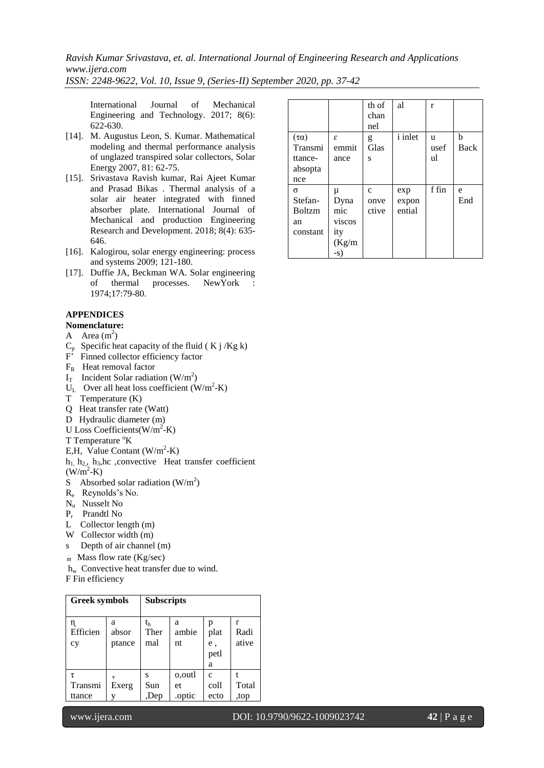International Journal of Mechanical Engineering and Technology. 2017; 8(6): 622-630.

[14]. M. Augustus Leon, S. Kumar. Mathematical modeling and thermal performance analysis of unglazed transpired solar collectors, Solar Energy 2007, 81: 62-75.

[15]. Srivastava Ravish kumar, Rai Ajeet Kumar and Prasad Bikas . Thermal analysis of a solar air heater integrated with finned absorber plate. International Journal of Mechanical and production Engineering Research and Development. 2018; 8(4): 635-646.

[16]. Kalogirou, solar energy engineering: process and systems 2009; 121-180.

[17]. Duffie JA, Beckman WA. Solar engineering of thermal processes. NewYork : 1974;17:79-80.

## APPENDICES

**Nomenclature:**

- A Area ($m^2$)
- $C_p$ Specific heat capacity of the fluid ( K j /Kg k)
- F' Finned collector efficiency factor
- $F_R$ Heat removal factor
- $I_T$ Incident Solar radiation ($W/m^2$)
- $U_L$ Over all heat loss coefficient ($W/m^2$-K)
- T Temperature (K)
- Q Heat transfer rate (Watt)
- D Hydraulic diameter (m)
- U Loss Coefficients($W/m^2$-K)
- T Temperature $^o$K
- E,H, Value Contant ($W/m^2$-K)
- $h_1$, $h_2$, $h_3$,hc ,convective Heat transfer coefficient ($W/m^2$-K)
- S Absorbed solar radiation ($W/m^2$)
- $R_e$ Reynolds's No.
- $N_u$ Nusselt No
- $P_r$ Prandtl No
- L Collector length (m)
- W Collector width (m)
- s Depth of air channel (m)
- $\dot{m}$ Mass flow rate (Kg/sec)
- $h_w$ Convective heat transfer due to wind.
- F Fin efficiency

| Greek symbols | | Subscripts | | | |
|---|---|---|---|---|---|
| η Efficiency | a absorptance | $t_h$ Thermal | a ambient | p plate , petla | r Radiative |
| τ Transmittance | ᵠ Exergy | s Sun ,Depth of channel | o,outlet .optical | c collector | t Total ,top |
| (τα) Transmittance-absoptance | ε emmittance | g Glass | i inlet | u useful | b Back |
| σ Stefan-Boltzman constant | μ Dynamic viscosity (Kg/m-s) | c onvective | exp exponential | f fin | e End |